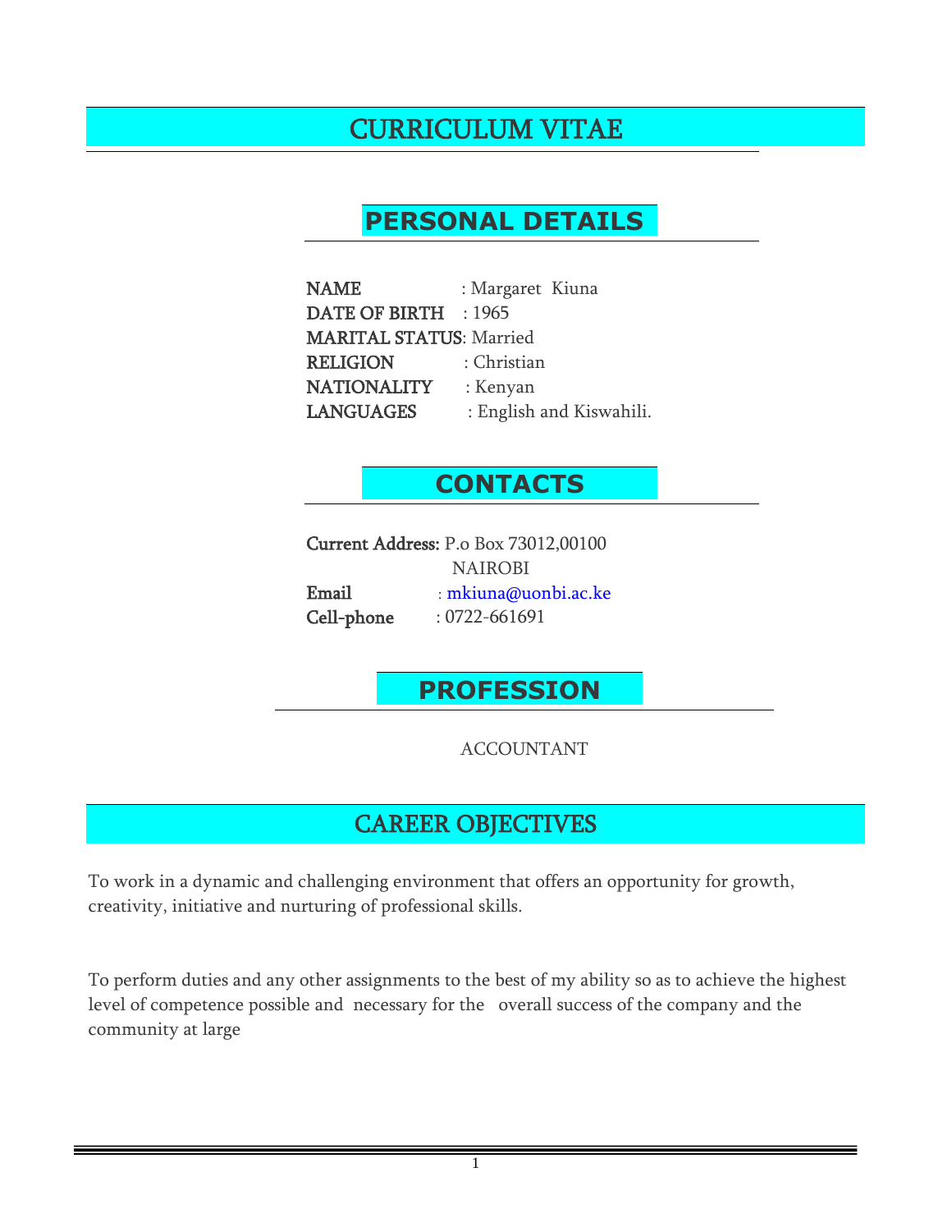# CURRICULUM VITAE

## PERSONAL DETAILS

**NAME** : Margaret Kiuna
**DATE OF BIRTH** : 1965
**MARITAL STATUS**: Married
**RELIGION** : Christian
**NATIONALITY** : Kenyan
**LANGUAGES** : English and Kiswahili.

## CONTACTS

**Current Address:** P.o Box 73012,00100
NAIROBI
**Email** : mkiuna@uonbi.ac.ke
**Cell-phone** : 0722-661691

## PROFESSION

ACCOUNTANT

## CAREER OBJECTIVES

To work in a dynamic and challenging environment that offers an opportunity for growth, creativity, initiative and nurturing of professional skills.

To perform duties and any other assignments to the best of my ability so as to achieve the highest level of competence possible and necessary for the overall success of the company and the community at large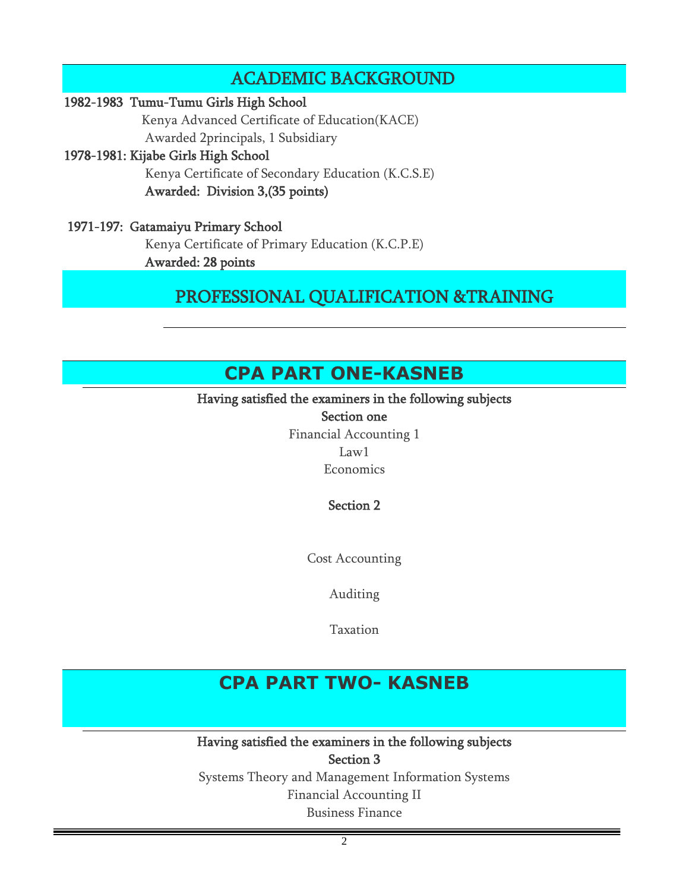## ACADEMIC BACKGROUND

**1982-1983 Tumu-Tumu Girls High School**

Kenya Advanced Certificate of Education(KACE)

Awarded 2principals, 1 Subsidiary

**1978-1981: Kijabe Girls High School**

Kenya Certificate of Secondary Education (K.C.S.E)

**Awarded: Division 3,(35 points)**

**1971-197: Gatamaiyu Primary School**

Kenya Certificate of Primary Education (K.C.P.E)

**Awarded: 28 points**

## PROFESSIONAL QUALIFICATION &TRAINING

## CPA PART ONE-KASNEB

**Having satisfied the examiners in the following subjects**

**Section one**

Financial Accounting 1

Law1

Economics

**Section 2**

Cost Accounting

Auditing

Taxation

## CPA PART TWO- KASNEB

**Having satisfied the examiners in the following subjects**

**Section 3**

Systems Theory and Management Information Systems

Financial Accounting II

Business Finance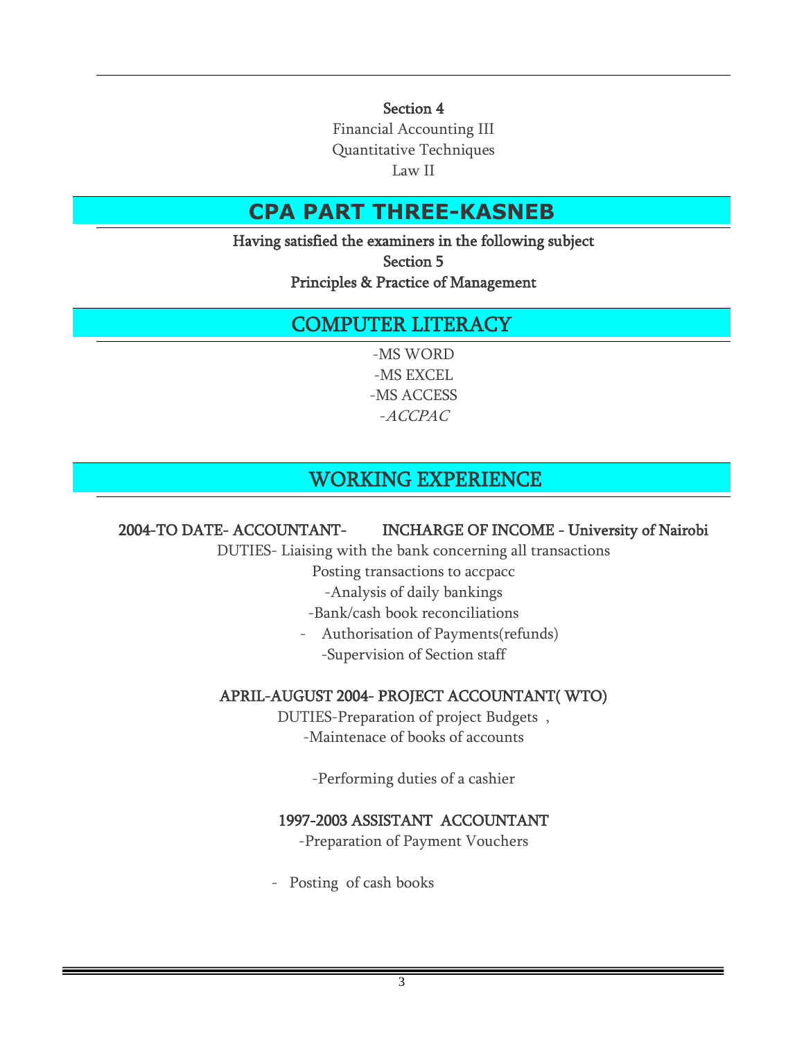**Section 4**

Financial Accounting III

Quantitative Techniques

Law II

## CPA PART THREE-KASNEB

**Having satisfied the examiners in the following subject**

**Section 5**

**Principles & Practice of Management**

## COMPUTER LITERACY

-MS WORD

-MS EXCEL

-MS ACCESS

-*ACCPAC*

## WORKING EXPERIENCE

**2004-TO DATE- ACCOUNTANT- INCHARGE OF INCOME - University of Nairobi**

DUTIES- Liaising with the bank concerning all transactions

Posting transactions to accpacc

-Analysis of daily bankings

-Bank/cash book reconciliations

- Authorisation of Payments(refunds)

-Supervision of Section staff

**APRIL-AUGUST 2004- PROJECT ACCOUNTANT( WTO)**

DUTIES-Preparation of project Budgets ,

-Maintenace of books of accounts

-Performing duties of a cashier

**1997-2003 ASSISTANT ACCOUNTANT**

-Preparation of Payment Vouchers

- Posting of cash books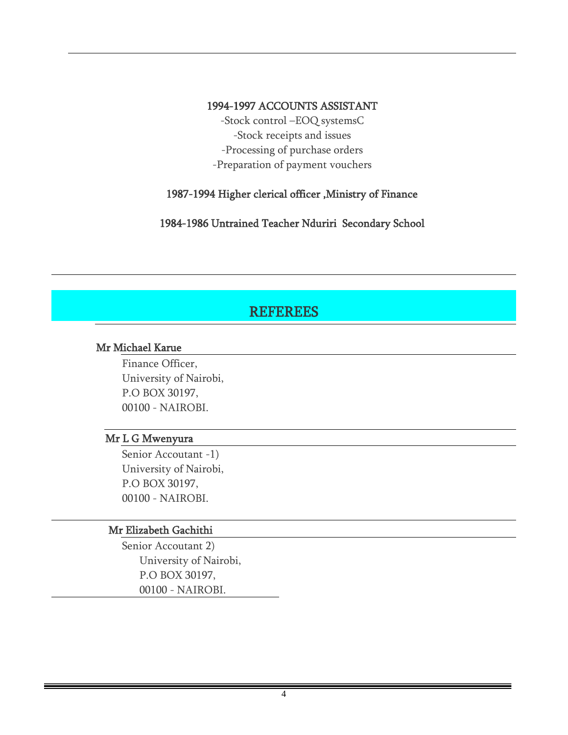**1994-1997 ACCOUNTS ASSISTANT**

-Stock control –EOQ systemsC

-Stock receipts and issues

-Processing of purchase orders

-Preparation of payment vouchers

**1987-1994 Higher clerical officer ,Ministry of Finance**

**1984-1986 Untrained Teacher Nduriri Secondary School**

---

## REFEREES

**Mr Michael Karue**

Finance Officer,
University of Nairobi,
P.O BOX 30197,
00100 - NAIROBI.

**Mr L G Mwenyura**

Senior Accoutant -1)
University of Nairobi,
P.O BOX 30197,
00100 - NAIROBI.

**Mr Elizabeth Gachithi**

Senior Accoutant 2)
University of Nairobi,
P.O BOX 30197,
00100 - NAIROBI.